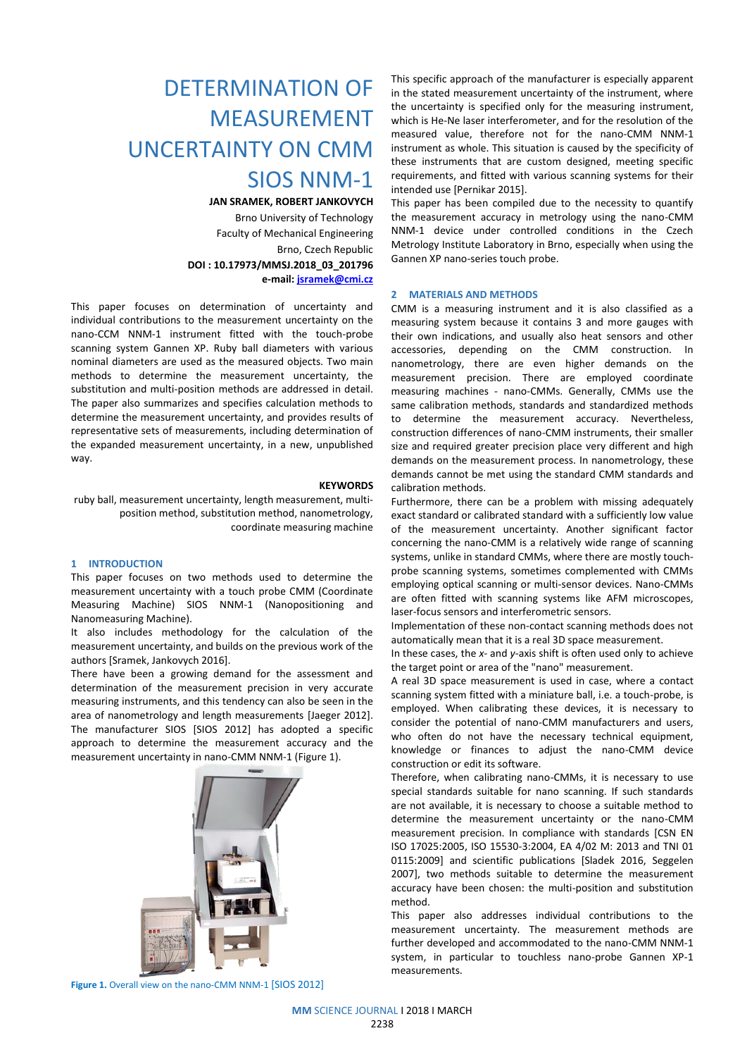# DETERMINATION OF MEASUREMENT UNCERTAINTY ON CMM SIOS NNM-1

**JAN SRAMEK, ROBERT JANKOVYCH**

Brno University of Technology
Faculty of Mechanical Engineering
Brno, Czech Republic

**DOI : 10.17973/MMSJ.2018_03_201796**

**e-mail: jsramek@cmi.cz**

This paper focuses on determination of uncertainty and individual contributions to the measurement uncertainty on the nano-CCM NNM-1 instrument fitted with the touch-probe scanning system Gannen XP. Ruby ball diameters with various nominal diameters are used as the measured objects. Two main methods to determine the measurement uncertainty, the substitution and multi-position methods are addressed in detail. The paper also summarizes and specifies calculation methods to determine the measurement uncertainty, and provides results of representative sets of measurements, including determination of the expanded measurement uncertainty, in a new, unpublished way.

**KEYWORDS**

ruby ball, measurement uncertainty, length measurement, multi-position method, substitution method, nanometrology, coordinate measuring machine

## 1 INTRODUCTION

This paper focuses on two methods used to determine the measurement uncertainty with a touch probe CMM (Coordinate Measuring Machine) SIOS NNM-1 (Nanopositioning and Nanomeasuring Machine).

It also includes methodology for the calculation of the measurement uncertainty, and builds on the previous work of the authors [Sramek, Jankovych 2016].

There have been a growing demand for the assessment and determination of the measurement precision in very accurate measuring instruments, and this tendency can also be seen in the area of nanometrology and length measurements [Jaeger 2012]. The manufacturer SIOS [SIOS 2012] has adopted a specific approach to determine the measurement accuracy and the measurement uncertainty in nano-CMM NNM-1 (Figure 1).

**Figure 1.** Overall view on the nano-CMM NNM-1 [SIOS 2012]

This specific approach of the manufacturer is especially apparent in the stated measurement uncertainty of the instrument, where the uncertainty is specified only for the measuring instrument, which is He-Ne laser interferometer, and for the resolution of the measured value, therefore not for the nano-CMM NNM-1 instrument as whole. This situation is caused by the specificity of these instruments that are custom designed, meeting specific requirements, and fitted with various scanning systems for their intended use [Pernikar 2015].

This paper has been compiled due to the necessity to quantify the measurement accuracy in metrology using the nano-CMM NNM-1 device under controlled conditions in the Czech Metrology Institute Laboratory in Brno, especially when using the Gannen XP nano-series touch probe.

## 2 MATERIALS AND METHODS

CMM is a measuring instrument and it is also classified as a measuring system because it contains 3 and more gauges with their own indications, and usually also heat sensors and other accessories, depending on the CMM construction. In nanometrology, there are even higher demands on the measurement precision. There are employed coordinate measuring machines - nano-CMMs. Generally, CMMs use the same calibration methods, standards and standardized methods to determine the measurement accuracy. Nevertheless, construction differences of nano-CMM instruments, their smaller size and required greater precision place very different and high demands on the measurement process. In nanometrology, these demands cannot be met using the standard CMM standards and calibration methods.

Furthermore, there can be a problem with missing adequately exact standard or calibrated standard with a sufficiently low value of the measurement uncertainty. Another significant factor concerning the nano-CMM is a relatively wide range of scanning systems, unlike in standard CMMs, where there are mostly touch-probe scanning systems, sometimes complemented with CMMs employing optical scanning or multi-sensor devices. Nano-CMMs are often fitted with scanning systems like AFM microscopes, laser-focus sensors and interferometric sensors.

Implementation of these non-contact scanning methods does not automatically mean that it is a real 3D space measurement.

In these cases, the *x*- and *y*-axis shift is often used only to achieve the target point or area of the "nano" measurement.

A real 3D space measurement is used in case, where a contact scanning system fitted with a miniature ball, i.e. a touch-probe, is employed. When calibrating these devices, it is necessary to consider the potential of nano-CMM manufacturers and users, who often do not have the necessary technical equipment, knowledge or finances to adjust the nano-CMM device construction or edit its software.

Therefore, when calibrating nano-CMMs, it is necessary to use special standards suitable for nano scanning. If such standards are not available, it is necessary to choose a suitable method to determine the measurement uncertainty or the nano-CMM measurement precision. In compliance with standards [CSN EN ISO 17025:2005, ISO 15530-3:2004, EA 4/02 M: 2013 and TNI 01 0115:2009] and scientific publications [Sladek 2016, Seggelen 2007], two methods suitable to determine the measurement accuracy have been chosen: the multi-position and substitution method.

This paper also addresses individual contributions to the measurement uncertainty. The measurement methods are further developed and accommodated to the nano-CMM NNM-1 system, in particular to touchless nano-probe Gannen XP-1 measurements.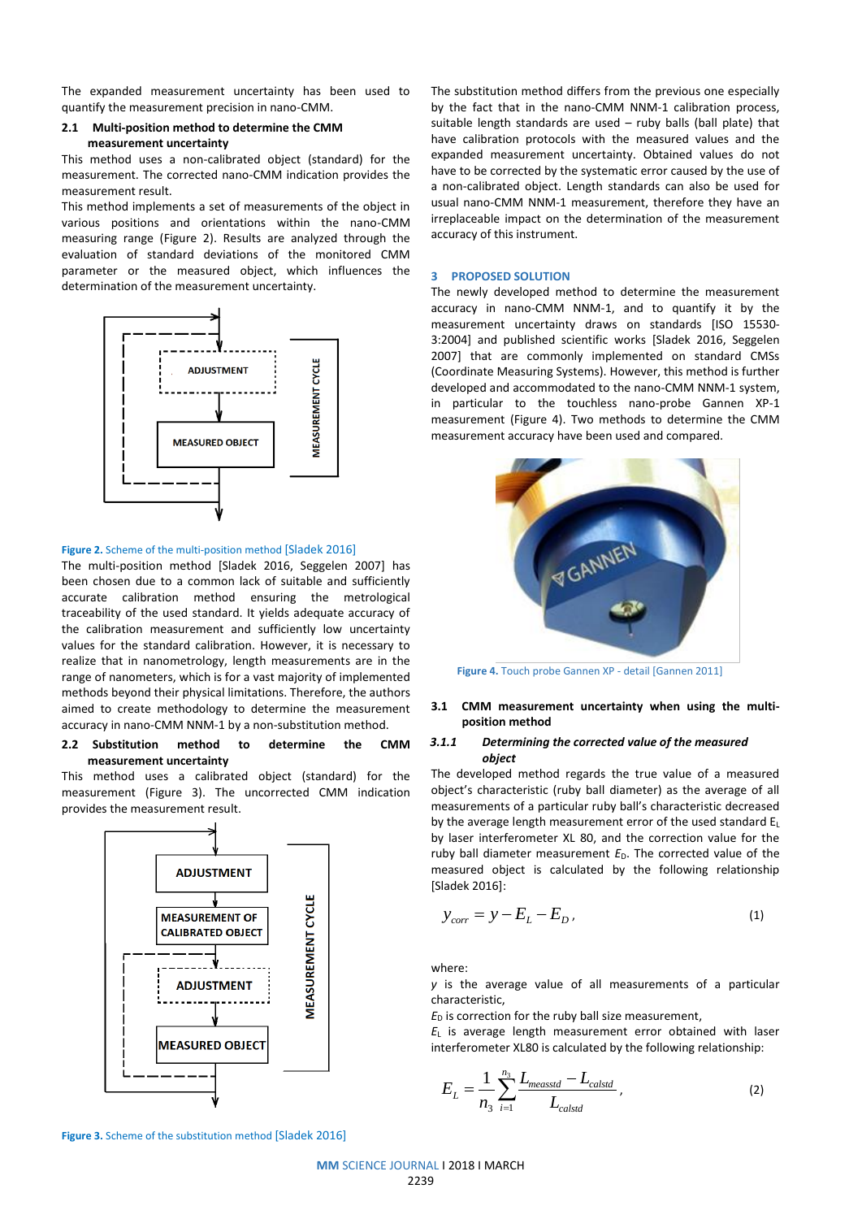The expanded measurement uncertainty has been used to quantify the measurement precision in nano-CMM.

### 2.1 Multi-position method to determine the CMM measurement uncertainty

This method uses a non-calibrated object (standard) for the measurement. The corrected nano-CMM indication provides the measurement result.

This method implements a set of measurements of the object in various positions and orientations within the nano-CMM measuring range (Figure 2). Results are analyzed through the evaluation of standard deviations of the monitored CMM parameter or the measured object, which influences the determination of the measurement uncertainty.

ADJUSTMENT

MEASURED OBJECT

MEASUREMENT CYCLE

**Figure 2.** Scheme of the multi-position method [Sladek 2016]

The multi-position method [Sladek 2016, Seggelen 2007] has been chosen due to a common lack of suitable and sufficiently accurate calibration method ensuring the metrological traceability of the used standard. It yields adequate accuracy of the calibration measurement and sufficiently low uncertainty values for the standard calibration. However, it is necessary to realize that in nanometrology, length measurements are in the range of nanometers, which is for a vast majority of implemented methods beyond their physical limitations. Therefore, the authors aimed to create methodology to determine the measurement accuracy in nano-CMM NNM-1 by a non-substitution method.

### 2.2 Substitution method to determine the CMM measurement uncertainty

This method uses a calibrated object (standard) for the measurement (Figure 3). The uncorrected CMM indication provides the measurement result.

ADJUSTMENT

MEASUREMENT OF CALIBRATED OBJECT

ADJUSTMENT

MEASURED OBJECT

MEASUREMENT CYCLE

**Figure 3.** Scheme of the substitution method [Sladek 2016]

The substitution method differs from the previous one especially by the fact that in the nano-CMM NNM-1 calibration process, suitable length standards are used – ruby balls (ball plate) that have calibration protocols with the measured values and the expanded measurement uncertainty. Obtained values do not have to be corrected by the systematic error caused by the use of a non-calibrated object. Length standards can also be used for usual nano-CMM NNM-1 measurement, therefore they have an irreplaceable impact on the determination of the measurement accuracy of this instrument.

## 3 PROPOSED SOLUTION

The newly developed method to determine the measurement accuracy in nano-CMM NNM-1, and to quantify it by the measurement uncertainty draws on standards [ISO 15530-3:2004] and published scientific works [Sladek 2016, Seggelen 2007] that are commonly implemented on standard CMSs (Coordinate Measuring Systems). However, this method is further developed and accommodated to the nano-CMM NNM-1 system, in particular to the touchless nano-probe Gannen XP-1 measurement (Figure 4). Two methods to determine the CMM measurement accuracy have been used and compared.

**Figure 4.** Touch probe Gannen XP - detail [Gannen 2011]

### 3.1 CMM measurement uncertainty when using the multi-position method

#### 3.1.1 *Determining the corrected value of the measured object*

The developed method regards the true value of a measured object's characteristic (ruby ball diameter) as the average of all measurements of a particular ruby ball's characteristic decreased by the average length measurement error of the used standard $E_L$ by laser interferometer XL 80, and the correction value for the ruby ball diameter measurement $E_D$. The corrected value of the measured object is calculated by the following relationship [Sladek 2016]:

$$y_{corr} = y - E_L - E_D, \tag{1}$$

where:

$y$ is the average value of all measurements of a particular characteristic,

$E_D$ is correction for the ruby ball size measurement,

$E_L$ is average length measurement error obtained with laser interferometer XL80 is calculated by the following relationship:

$$E_L = \frac{1}{n_3}\sum_{i=1}^{n_3}\frac{L_{meassstd} - L_{calstd}}{L_{calstd}}, \tag{2}$$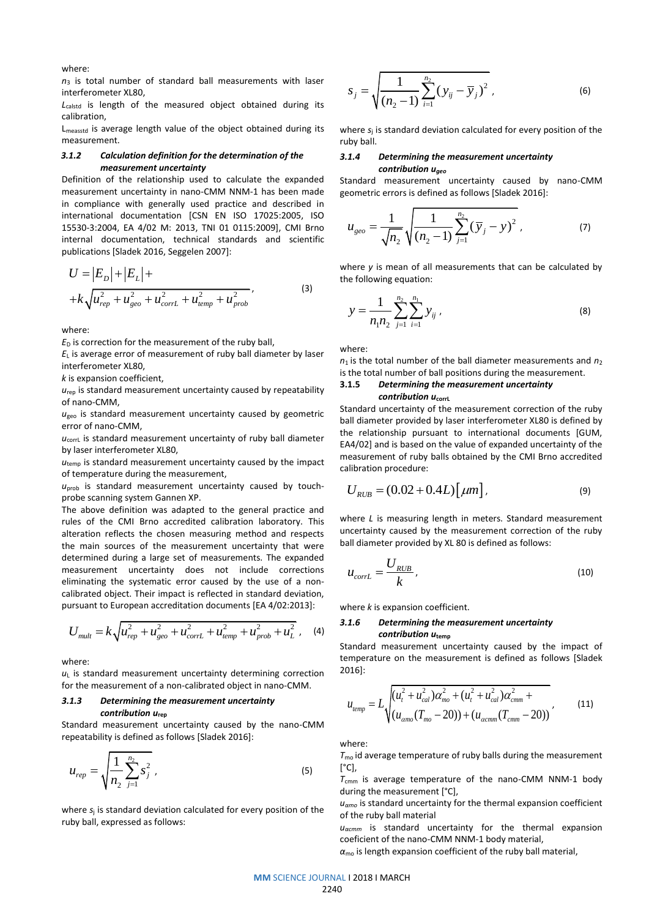where:

$n_3$ is total number of standard ball measurements with laser interferometer XL80,

$L_{calstd}$ is length of the measured object obtained during its calibration,

$L_{measstd}$ is average length value of the object obtained during its measurement.

### 3.1.2 Calculation definition for the determination of the measurement uncertainty

Definition of the relationship used to calculate the expanded measurement uncertainty in nano-CMM NNM-1 has been made in compliance with generally used practice and described in international documentation [CSN EN ISO 17025:2005, ISO 15530-3:2004, EA 4/02 M: 2013, TNI 01 0115:2009], CMI Brno internal documentation, technical standards and scientific publications [Sladek 2016, Seggelen 2007]:

$$U = |E_D| + |E_L| + k\sqrt{u_{rep}^2 + u_{geo}^2 + u_{corrL}^2 + u_{temp}^2 + u_{prob}^2}, \quad (3)$$

where:

$E_D$ is correction for the measurement of the ruby ball,

$E_L$ is average error of measurement of ruby ball diameter by laser interferometer XL80,

$k$ is expansion coefficient,

$u_{rep}$ is standard measurement uncertainty caused by repeatability of nano-CMM,

$u_{geo}$ is standard measurement uncertainty caused by geometric error of nano-CMM,

$u_{corrL}$ is standard measurement uncertainty of ruby ball diameter by laser interferometer XL80,

$u_{temp}$ is standard measurement uncertainty caused by the impact of temperature during the measurement,

$u_{prob}$ is standard measurement uncertainty caused by touch-probe scanning system Gannen XP.

The above definition was adapted to the general practice and rules of the CMI Brno accredited calibration laboratory. This alteration reflects the chosen measuring method and respects the main sources of the measurement uncertainty that were determined during a large set of measurements. The expanded measurement uncertainty does not include corrections eliminating the systematic error caused by the use of a non-calibrated object. Their impact is reflected in standard deviation, pursuant to European accreditation documents [EA 4/02:2013]:

$$U_{mult} = k\sqrt{u_{rep}^2 + u_{geo}^2 + u_{corrL}^2 + u_{temp}^2 + u_{prob}^2 + u_L^2}, \quad (4)$$

where:

$u_L$ is standard measurement uncertainty determining correction for the measurement of a non-calibrated object in nano-CMM.

### 3.1.3 Determining the measurement uncertainty contribution $u_{rep}$

Standard measurement uncertainty caused by the nano-CMM repeatability is defined as follows [Sladek 2016]:

$$u_{rep} = \sqrt{\frac{1}{n_2}\sum_{j=1}^{n_2} s_j^2}, \quad (5)$$

where $s_j$ is standard deviation calculated for every position of the ruby ball, expressed as follows:

$$s_j = \sqrt{\frac{1}{(n_2-1)}\sum_{i=1}^{n_2}(y_{ij} - \bar{y}_j)^2}, \quad (6)$$

where $s_j$ is standard deviation calculated for every position of the ruby ball.

### 3.1.4 Determining the measurement uncertainty contribution $u_{geo}$

Standard measurement uncertainty caused by nano-CMM geometric errors is defined as follows [Sladek 2016]:

$$u_{geo} = \frac{1}{\sqrt{n_2}}\sqrt{\frac{1}{(n_2-1)}\sum_{j=1}^{n_2}(\bar{y}_j - y)^2}, \quad (7)$$

where $y$ is mean of all measurements that can be calculated by the following equation:

$$y = \frac{1}{n_1 n_2}\sum_{j=1}^{n_2}\sum_{i=1}^{n_1} y_{ij}, \quad (8)$$

where:

$n_1$ is the total number of the ball diameter measurements and $n_2$ is the total number of ball positions during the measurement.

### 3.1.5 Determining the measurement uncertainty contribution $u_{corrL}$

Standard uncertainty of the measurement correction of the ruby ball diameter provided by laser interferometer XL80 is defined by the relationship pursuant to international documents [GUM, EA4/02] and is based on the value of expanded uncertainty of the measurement of ruby balls obtained by the CMI Brno accredited calibration procedure:

$$U_{RUB} = (0.02 + 0.4L)[\mu m], \quad (9)$$

where $L$ is measuring length in meters. Standard measurement uncertainty caused by the measurement correction of the ruby ball diameter provided by XL 80 is defined as follows:

$$u_{corrL} = \frac{U_{RUB}}{k}, \quad (10)$$

where $k$ is expansion coefficient.

### 3.1.6 Determining the measurement uncertainty contribution $u_{temp}$

Standard measurement uncertainty caused by the impact of temperature on the measurement is defined as follows [Sladek 2016]:

$$u_{temp} = L\sqrt{\frac{(u_t^2 + u_{cal}^2)\alpha_{mo}^2 + (u_t^2 + u_{cal}^2)\alpha_{cmm}^2 +}{(u_{\alpha mo}(T_{mo} - 20)) + (u_{\alpha cmm}(T_{cmm} - 20))}}, \quad (11)$$

where:

$T_{mo}$ id average temperature of ruby balls during the measurement [°C],

$T_{cmm}$ is average temperature of the nano-CMM NNM-1 body during the measurement [°C],

$u_{\alpha mo}$ is standard uncertainty for the thermal expansion coefficient of the ruby ball material

$u_{\alpha cmm}$ is standard uncertainty for the thermal expansion coeficient of the nano-CMM NNM-1 body material,

$\alpha_{mo}$ is length expansion coefficient of the ruby ball material,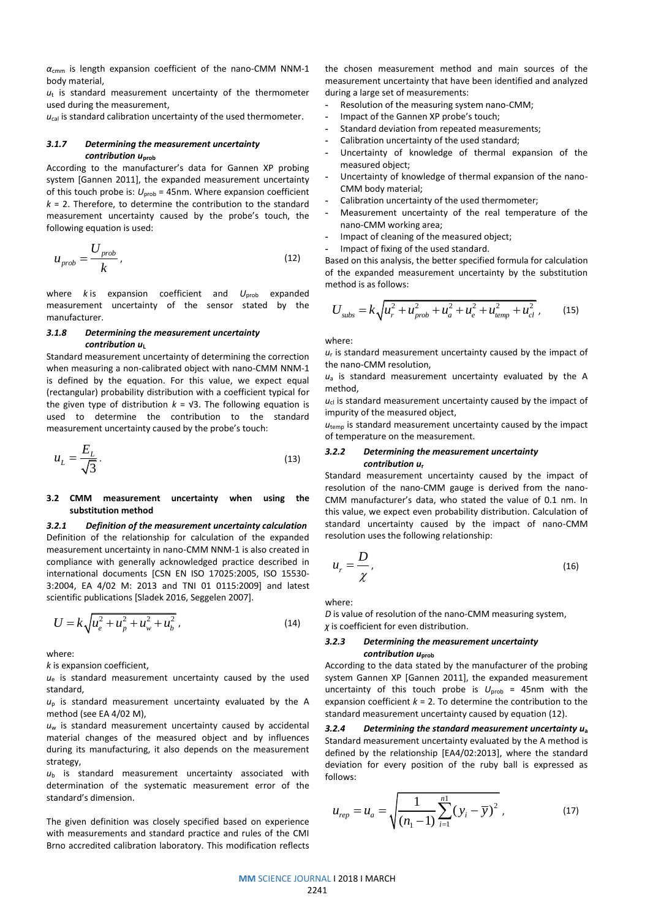$\alpha_{cmm}$ is length expansion coefficient of the nano-CMM NNM-1 body material,

$u_t$ is standard measurement uncertainty of the thermometer used during the measurement,

$u_{cal}$ is standard calibration uncertainty of the used thermometer.

#### 3.1.7 Determining the measurement uncertainty contribution $u_{prob}$

According to the manufacturer's data for Gannen XP probing system [Gannen 2011], the expanded measurement uncertainty of this touch probe is: $U_{prob}$ = 45nm. Where expansion coefficient $k$ = 2. Therefore, to determine the contribution to the standard measurement uncertainty caused by the probe's touch, the following equation is used:

$$u_{prob} = \frac{U_{prob}}{k}, \tag{12}$$

where $k$ is expansion coefficient and $U_{prob}$ expanded measurement uncertainty of the sensor stated by the manufacturer.

#### 3.1.8 Determining the measurement uncertainty contribution $u_L$

Standard measurement uncertainty of determining the correction when measuring a non-calibrated object with nano-CMM NNM-1 is defined by the equation. For this value, we expect equal (rectangular) probability distribution with a coefficient typical for the given type of distribution $k = \sqrt{3}$. The following equation is used to determine the contribution to the standard measurement uncertainty caused by the probe's touch:

$$u_L = \frac{E_L}{\sqrt{3}}. \tag{13}$$

### 3.2 CMM measurement uncertainty when using the substitution method

#### 3.2.1 Definition of the measurement uncertainty calculation

Definition of the relationship for calculation of the expanded measurement uncertainty in nano-CMM NNM-1 is also created in compliance with generally acknowledged practice described in international documents [CSN EN ISO 17025:2005, ISO 15530-3:2004, EA 4/02 M: 2013 and TNI 01 0115:2009] and latest scientific publications [Sladek 2016, Seggelen 2007].

$$U = k\sqrt{u_e^2 + u_p^2 + u_w^2 + u_b^2}, \tag{14}$$

where:

$k$ is expansion coefficient,

$u_e$ is standard measurement uncertainty caused by the used standard,

$u_p$ is standard measurement uncertainty evaluated by the A method (see EA 4/02 M),

$u_w$ is standard measurement uncertainty caused by accidental material changes of the measured object and by influences during its manufacturing, it also depends on the measurement strategy,

$u_b$ is standard measurement uncertainty associated with determination of the systematic measurement error of the standard's dimension.

The given definition was closely specified based on experience with measurements and standard practice and rules of the CMI Brno accredited calibration laboratory. This modification reflects the chosen measurement method and main sources of the measurement uncertainty that have been identified and analyzed during a large set of measurements:

- Resolution of the measuring system nano-CMM;
- Impact of the Gannen XP probe's touch;
- Standard deviation from repeated measurements;
- Calibration uncertainty of the used standard;
- Uncertainty of knowledge of thermal expansion of the measured object;
- Uncertainty of knowledge of thermal expansion of the nano-CMM body material;
- Calibration uncertainty of the used thermometer;
- Measurement uncertainty of the real temperature of the nano-CMM working area;
- Impact of cleaning of the measured object;
- Impact of fixing of the used standard.

Based on this analysis, the better specified formula for calculation of the expanded measurement uncertainty by the substitution method is as follows:

$$U_{subs} = k\sqrt{u_r^2 + u_{prob}^2 + u_a^2 + u_e^2 + u_{temp}^2 + u_{cl}^2}, \tag{15}$$

where:

$u_r$ is standard measurement uncertainty caused by the impact of the nano-CMM resolution,

$u_a$ is standard measurement uncertainty evaluated by the A method,

$u_{cl}$ is standard measurement uncertainty caused by the impact of impurity of the measured object,

$u_{temp}$ is standard measurement uncertainty caused by the impact of temperature on the measurement.

#### 3.2.2 Determining the measurement uncertainty contribution $u_r$

Standard measurement uncertainty caused by the impact of resolution of the nano-CMM gauge is derived from the nano-CMM manufacturer's data, who stated the value of 0.1 nm. In this value, we expect even probability distribution. Calculation of standard uncertainty caused by the impact of nano-CMM resolution uses the following relationship:

$$u_r = \frac{D}{\chi}, \tag{16}$$

where:

$D$ is value of resolution of the nano-CMM measuring system,

$\chi$ is coefficient for even distribution.

#### 3.2.3 Determining the measurement uncertainty contribution $u_{prob}$

According to the data stated by the manufacturer of the probing system Gannen XP [Gannen 2011], the expanded measurement uncertainty of this touch probe is $U_{prob}$ = 45nm with the expansion coefficient $k$ = 2. To determine the contribution to the standard measurement uncertainty caused by equation (12).

#### 3.2.4 Determining the standard measurement uncertainty $u_a$

Standard measurement uncertainty evaluated by the A method is defined by the relationship [EA4/02:2013], where the standard deviation for every position of the ruby ball is expressed as follows:

$$u_{rep} = u_a = \sqrt{\frac{1}{(n_1 - 1)}\sum_{i=1}^{n1}(y_i - \overline{y})^2}, \tag{17}$$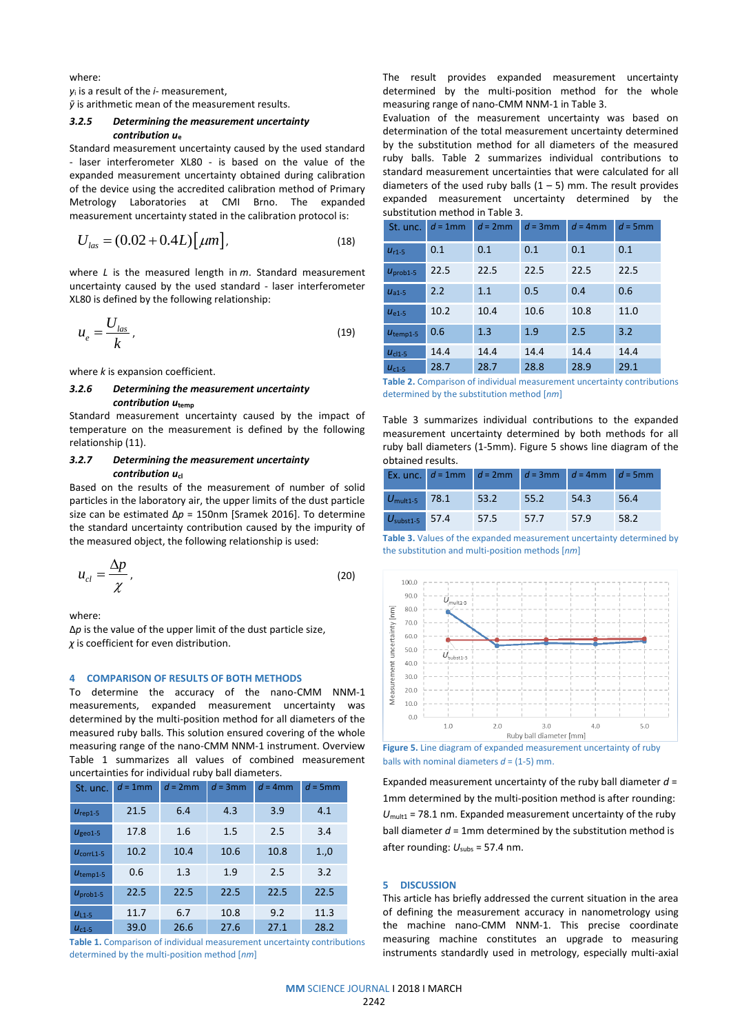where:

$y_i$ is a result of the *i*- measurement,

$\bar{y}$ is arithmetic mean of the measurement results.

### 3.2.5 Determining the measurement uncertainty contribution $u_e$

Standard measurement uncertainty caused by the used standard - laser interferometer XL80 - is based on the value of the expanded measurement uncertainty obtained during calibration of the device using the accredited calibration method of Primary Metrology Laboratories at CMI Brno. The expanded measurement uncertainty stated in the calibration protocol is:

$$U_{las} = (0.02 + 0.4L)\left[\mu m\right], \tag{18}$$

where $L$ is the measured length in $m$. Standard measurement uncertainty caused by the used standard - laser interferometer XL80 is defined by the following relationship:

$$u_e = \frac{U_{las}}{k}, \tag{19}$$

where $k$ is expansion coefficient.

### 3.2.6 Determining the measurement uncertainty contribution $u_{temp}$

Standard measurement uncertainty caused by the impact of temperature on the measurement is defined by the following relationship (11).

### 3.2.7 Determining the measurement uncertainty contribution $u_{cl}$

Based on the results of the measurement of number of solid particles in the laboratory air, the upper limits of the dust particle size can be estimated $\Delta p$ = 150nm [Sramek 2016]. To determine the standard uncertainty contribution caused by the impurity of the measured object, the following relationship is used:

$$u_{cl} = \frac{\Delta p}{\chi}, \tag{20}$$

where:

$\Delta p$ is the value of the upper limit of the dust particle size,

$\chi$ is coefficient for even distribution.

## 4 COMPARISON OF RESULTS OF BOTH METHODS

To determine the accuracy of the nano-CMM NNM-1 measurements, expanded measurement uncertainty was determined by the multi-position method for all diameters of the measured ruby balls. This solution ensured covering of the whole measuring range of the nano-CMM NNM-1 instrument. Overview Table 1 summarizes all values of combined measurement uncertainties for individual ruby ball diameters.

| St. unc. | $d$ = 1mm | $d$ = 2mm | $d$ = 3mm | $d$ = 4mm | $d$ = 5mm |
|---|---|---|---|---|---|
| $u_{rep1\text{-}5}$ | 21.5 | 6.4 | 4.3 | 3.9 | 4.1 |
| $u_{geo1\text{-}5}$ | 17.8 | 1.6 | 1.5 | 2.5 | 3.4 |
| $u_{corrL1\text{-}5}$ | 10.2 | 10.4 | 10.6 | 10.8 | 1.,0 |
| $u_{temp1\text{-}5}$ | 0.6 | 1.3 | 1.9 | 2.5 | 3.2 |
| $u_{prob1\text{-}5}$ | 22.5 | 22.5 | 22.5 | 22.5 | 22.5 |
| $u_{L1\text{-}5}$ | 11.7 | 6.7 | 10.8 | 9.2 | 11.3 |
| $u_{c1\text{-}5}$ | 39.0 | 26.6 | 27.6 | 27.1 | 28.2 |

**Table 1.** Comparison of individual measurement uncertainty contributions determined by the multi-position method [*nm*]

The result provides expanded measurement uncertainty determined by the multi-position method for the whole measuring range of nano-CMM NNM-1 in Table 3.

Evaluation of the measurement uncertainty was based on determination of the total measurement uncertainty determined by the substitution method for all diameters of the measured ruby balls. Table 2 summarizes individual contributions to standard measurement uncertainties that were calculated for all diameters of the used ruby balls (1 – 5) mm. The result provides expanded measurement uncertainty determined by the substitution method in Table 3.

| St. unc. | $d$ = 1mm | $d$ = 2mm | $d$ = 3mm | $d$ = 4mm | $d$ = 5mm |
|---|---|---|---|---|---|
| $u_{r1\text{-}5}$ | 0.1 | 0.1 | 0.1 | 0.1 | 0.1 |
| $u_{prob1\text{-}5}$ | 22.5 | 22.5 | 22.5 | 22.5 | 22.5 |
| $u_{a1\text{-}5}$ | 2.2 | 1.1 | 0.5 | 0.4 | 0.6 |
| $u_{e1\text{-}5}$ | 10.2 | 10.4 | 10.6 | 10.8 | 11.0 |
| $u_{temp1\text{-}5}$ | 0.6 | 1.3 | 1.9 | 2.5 | 3.2 |
| $u_{cl1\text{-}5}$ | 14.4 | 14.4 | 14.4 | 14.4 | 14.4 |
| $u_{c1\text{-}5}$ | 28.7 | 28.7 | 28.8 | 28.9 | 29.1 |

**Table 2.** Comparison of individual measurement uncertainty contributions determined by the substitution method [*nm*]

Table 3 summarizes individual contributions to the expanded measurement uncertainty determined by both methods for all ruby ball diameters (1-5mm). Figure 5 shows line diagram of the obtained results.

| Ex. unc. | $d$ = 1mm | $d$ = 2mm | $d$ = 3mm | $d$ = 4mm | $d$ = 5mm |
|---|---|---|---|---|---|
| $U_{mult1\text{-}5}$ | 78.1 | 53.2 | 55.2 | 54.3 | 56.4 |
| $U_{subst1\text{-}5}$ | 57.4 | 57.5 | 57.7 | 57.9 | 58.2 |

**Table 3.** Values of the expanded measurement uncertainty determined by the substitution and multi-position methods [*nm*]

100.0
90.0
80.0
70.0
60.0
50.0
40.0
30.0
20.0
10.0
0.0

Measurement uncertainty [nm]

$U_{mult1\text{-}5}$

$U_{subst1\text{-}5}$

1.0
2.0
3.0
4.0
5.0

Ruby ball diameter [mm]

**Figure 5.** Line diagram of expanded measurement uncertainty of ruby balls with nominal diameters $d$ = (1-5) mm.

Expanded measurement uncertainty of the ruby ball diameter $d$ = 1mm determined by the multi-position method is after rounding: $U_{mult1}$ = 78.1 nm. Expanded measurement uncertainty of the ruby ball diameter $d$ = 1mm determined by the substitution method is after rounding: $U_{subs}$ = 57.4 nm.

## 5 DISCUSSION

This article has briefly addressed the current situation in the area of defining the measurement accuracy in nanometrology using the machine nano-CMM NNM-1. This precise coordinate measuring machine constitutes an upgrade to measuring instruments standardly used in metrology, especially multi-axial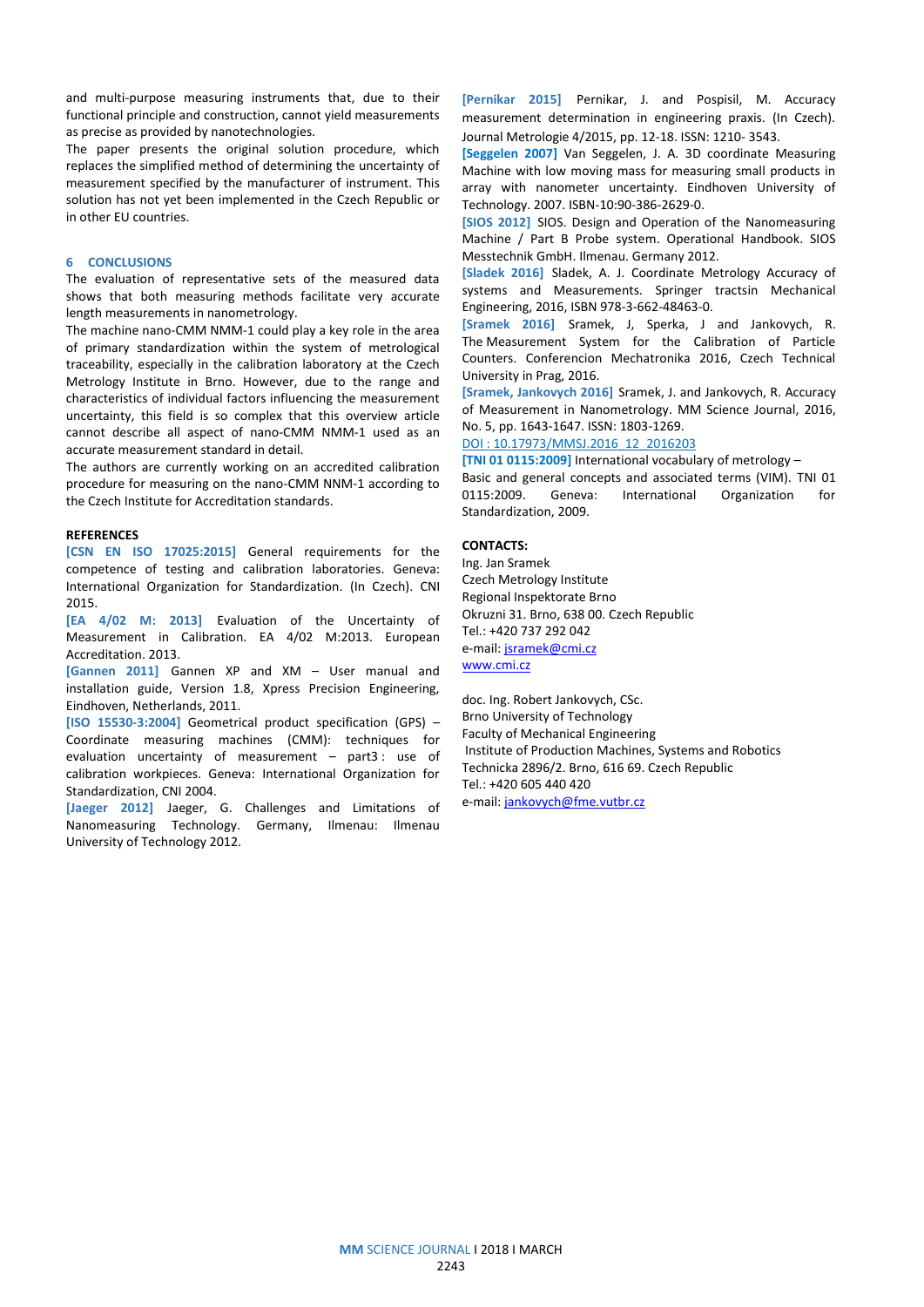and multi-purpose measuring instruments that, due to their functional principle and construction, cannot yield measurements as precise as provided by nanotechnologies.

The paper presents the original solution procedure, which replaces the simplified method of determining the uncertainty of measurement specified by the manufacturer of instrument. This solution has not yet been implemented in the Czech Republic or in other EU countries.

## 6 CONCLUSIONS

The evaluation of representative sets of the measured data shows that both measuring methods facilitate very accurate length measurements in nanometrology.

The machine nano-CMM NMM-1 could play a key role in the area of primary standardization within the system of metrological traceability, especially in the calibration laboratory at the Czech Metrology Institute in Brno. However, due to the range and characteristics of individual factors influencing the measurement uncertainty, this field is so complex that this overview article cannot describe all aspect of nano-CMM NMM-1 used as an accurate measurement standard in detail.

The authors are currently working on an accredited calibration procedure for measuring on the nano-CMM NNM-1 according to the Czech Institute for Accreditation standards.

## REFERENCES

[CSN EN ISO 17025:2015] General requirements for the competence of testing and calibration laboratories. Geneva: International Organization for Standardization. (In Czech). CNI 2015.

[EA 4/02 M: 2013] Evaluation of the Uncertainty of Measurement in Calibration. EA 4/02 M:2013. European Accreditation. 2013.

[Gannen 2011] Gannen XP and XM – User manual and installation guide, Version 1.8, Xpress Precision Engineering, Eindhoven, Netherlands, 2011.

[ISO 15530-3:2004] Geometrical product specification (GPS) – Coordinate measuring machines (CMM): techniques for evaluation uncertainty of measurement – part3 : use of calibration workpieces. Geneva: International Organization for Standardization, CNI 2004.

[Jaeger 2012] Jaeger, G. Challenges and Limitations of Nanomeasuring Technology. Germany, Ilmenau: Ilmenau University of Technology 2012.

[Pernikar 2015] Pernikar, J. and Pospisil, M. Accuracy measurement determination in engineering praxis. (In Czech). Journal Metrologie 4/2015, pp. 12-18. ISSN: 1210- 3543.

[Seggelen 2007] Van Seggelen, J. A. 3D coordinate Measuring Machine with low moving mass for measuring small products in array with nanometer uncertainty. Eindhoven University of Technology. 2007. ISBN-10:90-386-2629-0.

[SIOS 2012] SIOS. Design and Operation of the Nanomeasuring Machine / Part B Probe system. Operational Handbook. SIOS Messtechnik GmbH. Ilmenau. Germany 2012.

[Sladek 2016] Sladek, A. J. Coordinate Metrology Accuracy of systems and Measurements. Springer tractsin Mechanical Engineering, 2016, ISBN 978-3-662-48463-0.

[Sramek 2016] Sramek, J, Sperka, J and Jankovych, R. The Measurement System for the Calibration of Particle Counters. Conferencion Mechatronika 2016, Czech Technical University in Prag, 2016.

[Sramek, Jankovych 2016] Sramek, J. and Jankovych, R. Accuracy of Measurement in Nanometrology. MM Science Journal, 2016, No. 5, pp. 1643-1647. ISSN: 1803-1269.
DOI : 10.17973/MMSJ.2016_12_2016203

[TNI 01 0115:2009] International vocabulary of metrology – Basic and general concepts and associated terms (VIM). TNI 01 0115:2009. Geneva: International Organization for Standardization, 2009.

**CONTACTS:**

Ing. Jan Sramek
Czech Metrology Institute
Regional Inspektorate Brno
Okruzni 31. Brno, 638 00. Czech Republic
Tel.: +420 737 292 042
e-mail: jsramek@cmi.cz
www.cmi.cz

doc. Ing. Robert Jankovych, CSc.
Brno University of Technology
Faculty of Mechanical Engineering
Institute of Production Machines, Systems and Robotics
Technicka 2896/2. Brno, 616 69. Czech Republic
Tel.: +420 605 440 420
e-mail: jankovych@fme.vutbr.cz